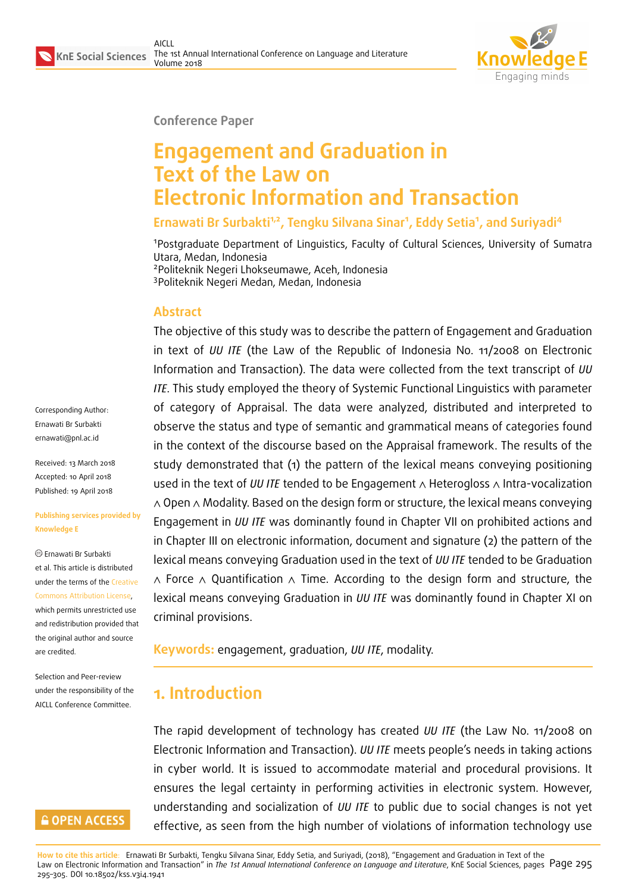Conference Paper

# Engagement and Graduation in Text of the Law on Electronic Information and Transaction

**Ernawati Br Surbakti[1,2], Tengku Silvana Sinar[1], Eddy Setia[1], and Suriyadi[4]**

[1]Postgraduate Department of Linguistics, Faculty of Cultural Sciences, University of Sumatra Utara, Medan, Indonesia
[2]Politeknik Negeri Lhokseumawe, Aceh, Indonesia
[3]Politeknik Negeri Medan, Medan, Indonesia

Corresponding Author:
Ernawati Br Surbakti
ernawati@pnl.ac.id

Received: 13 March 2018
Accepted: 10 April 2018
Published: 19 April 2018

**Publishing services provided by Knowledge E**

© Ernawati Br Surbakti et al. This article is distributed under the terms of the Creative Commons Attribution License, which permits unrestricted use and redistribution provided that the original author and source are credited.

Selection and Peer-review under the responsibility of the AICLL Conference Committee.

## Abstract

The objective of this study was to describe the pattern of Engagement and Graduation in text of *UU ITE* (the Law of the Republic of Indonesia No. 11/2008 on Electronic Information and Transaction). The data were collected from the text transcript of *UU ITE*. This study employed the theory of Systemic Functional Linguistics with parameter of category of Appraisal. The data were analyzed, distributed and interpreted to observe the status and type of semantic and grammatical means of categories found in the context of the discourse based on the Appraisal framework. The results of the study demonstrated that (1) the pattern of the lexical means conveying positioning used in the text of *UU ITE* tended to be Engagement ∧ Heterogloss ∧ Intra-vocalization ∧ Open ∧ Modality. Based on the design form or structure, the lexical means conveying Engagement in *UU ITE* was dominantly found in Chapter VII on prohibited actions and in Chapter III on electronic information, document and signature (2) the pattern of the lexical means conveying Graduation used in the text of *UU ITE* tended to be Graduation ∧ Force ∧ Quantification ∧ Time. According to the design form and structure, the lexical means conveying Graduation in *UU ITE* was dominantly found in Chapter XI on criminal provisions.

**Keywords:** engagement, graduation, *UU ITE*, modality.

## 1. Introduction

The rapid development of technology has created *UU ITE* (the Law No. 11/2008 on Electronic Information and Transaction). *UU ITE* meets people's needs in taking actions in cyber world. It is issued to accommodate material and procedural provisions. It ensures the legal certainty in performing activities in electronic system. However, understanding and socialization of *UU ITE* to public due to social changes is not yet effective, as seen from the high number of violations of information technology use

**How to cite this article:** Ernawati Br Surbakti, Tengku Silvana Sinar, Eddy Setia, and Suriyadi, (2018), "Engagement and Graduation in Text of the Law on Electronic Information and Transaction" in *The 1st Annual International Conference on Language and Literature*, KnE Social Sciences, pages 295–305. DOI 10.18502/kss.v3i4.1941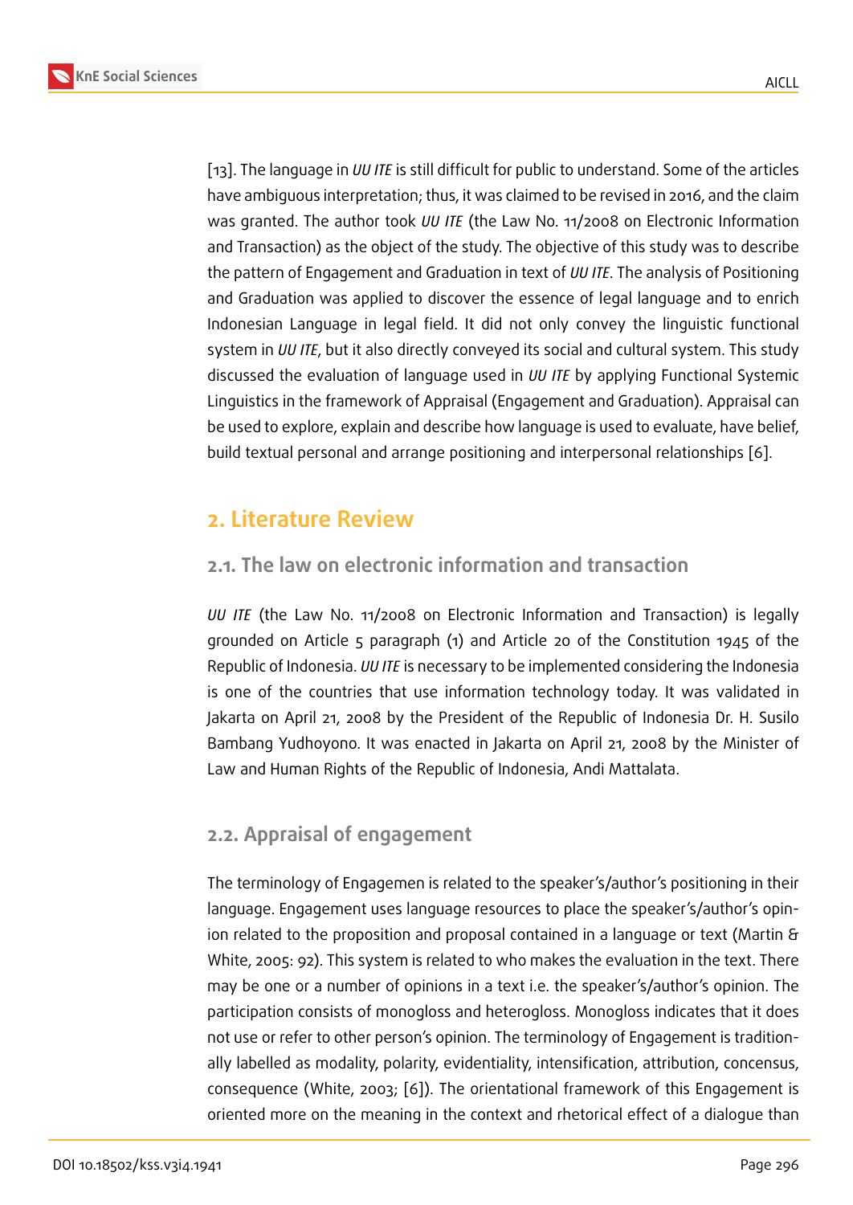[13]. The language in *UU ITE* is still difficult for public to understand. Some of the articles have ambiguous interpretation; thus, it was claimed to be revised in 2016, and the claim was granted. The author took *UU ITE* (the Law No. 11/2008 on Electronic Information and Transaction) as the object of the study. The objective of this study was to describe the pattern of Engagement and Graduation in text of *UU ITE*. The analysis of Positioning and Graduation was applied to discover the essence of legal language and to enrich Indonesian Language in legal field. It did not only convey the linguistic functional system in *UU ITE*, but it also directly conveyed its social and cultural system. This study discussed the evaluation of language used in *UU ITE* by applying Functional Systemic Linguistics in the framework of Appraisal (Engagement and Graduation). Appraisal can be used to explore, explain and describe how language is used to evaluate, have belief, build textual personal and arrange positioning and interpersonal relationships [6].

## 2. Literature Review

### 2.1. The law on electronic information and transaction

*UU ITE* (the Law No. 11/2008 on Electronic Information and Transaction) is legally grounded on Article 5 paragraph (1) and Article 20 of the Constitution 1945 of the Republic of Indonesia. *UU ITE* is necessary to be implemented considering the Indonesia is one of the countries that use information technology today. It was validated in Jakarta on April 21, 2008 by the President of the Republic of Indonesia Dr. H. Susilo Bambang Yudhoyono. It was enacted in Jakarta on April 21, 2008 by the Minister of Law and Human Rights of the Republic of Indonesia, Andi Mattalata.

### 2.2. Appraisal of engagement

The terminology of Engagemen is related to the speaker's/author's positioning in their language. Engagement uses language resources to place the speaker's/author's opinion related to the proposition and proposal contained in a language or text (Martin & White, 2005: 92). This system is related to who makes the evaluation in the text. There may be one or a number of opinions in a text i.e. the speaker's/author's opinion. The participation consists of monogloss and heterogloss. Monogloss indicates that it does not use or refer to other person's opinion. The terminology of Engagement is traditionally labelled as modality, polarity, evidentiality, intensification, attribution, concensus, consequence (White, 2003; [6]). The orientational framework of this Engagement is oriented more on the meaning in the context and rhetorical effect of a dialogue than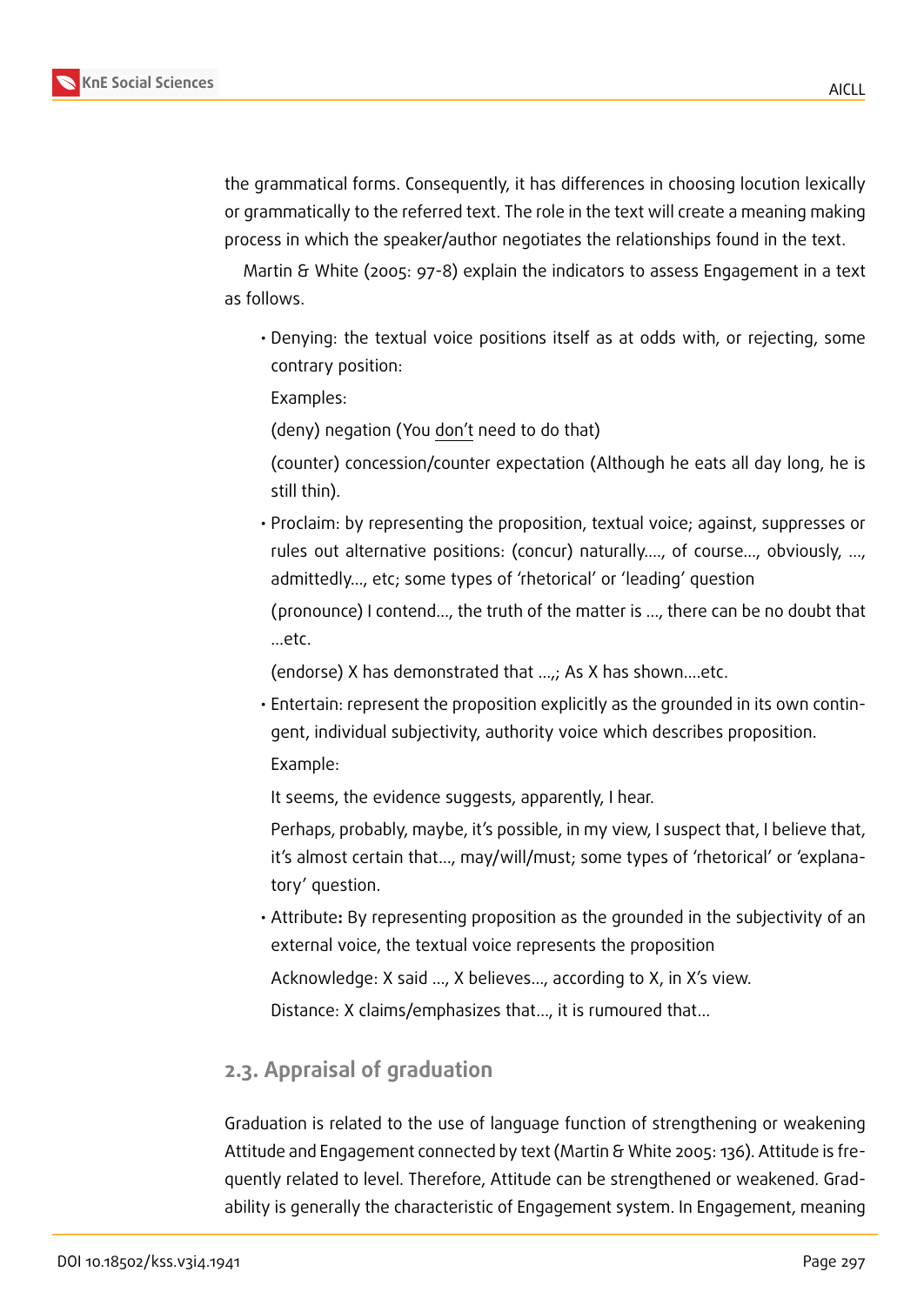the grammatical forms. Consequently, it has differences in choosing locution lexically or grammatically to the referred text. The role in the text will create a meaning making process in which the speaker/author negotiates the relationships found in the text.

Martin & White (2005: 97-8) explain the indicators to assess Engagement in a text as follows.

- Denying: the textual voice positions itself as at odds with, or rejecting, some contrary position:

  Examples:

  (deny) negation (You <u>don't</u> need to do that)

  (counter) concession/counter expectation (Although he eats all day long, he is still thin).

- Proclaim: by representing the proposition, textual voice; against, suppresses or rules out alternative positions: (concur) naturally...., of course..., obviously, ..., admittedly..., etc; some types of 'rhetorical' or 'leading' question

  (pronounce) I contend..., the truth of the matter is ..., there can be no doubt that ...etc.

  (endorse) X has demonstrated that ...,; As X has shown....etc.

- Entertain: represent the proposition explicitly as the grounded in its own contingent, individual subjectivity, authority voice which describes proposition.

  Example:

  It seems, the evidence suggests, apparently, I hear.

  Perhaps, probably, maybe, it's possible, in my view, I suspect that, I believe that, it's almost certain that..., may/will/must; some types of 'rhetorical' or 'explanatory' question.

- Attribute**:** By representing proposition as the grounded in the subjectivity of an external voice, the textual voice represents the proposition

  Acknowledge: X said ..., X believes..., according to X, in X's view.

  Distance: X claims/emphasizes that..., it is rumoured that...

### 2.3. Appraisal of graduation

Graduation is related to the use of language function of strengthening or weakening Attitude and Engagement connected by text (Martin & White 2005: 136). Attitude is frequently related to level. Therefore, Attitude can be strengthened or weakened. Gradability is generally the characteristic of Engagement system. In Engagement, meaning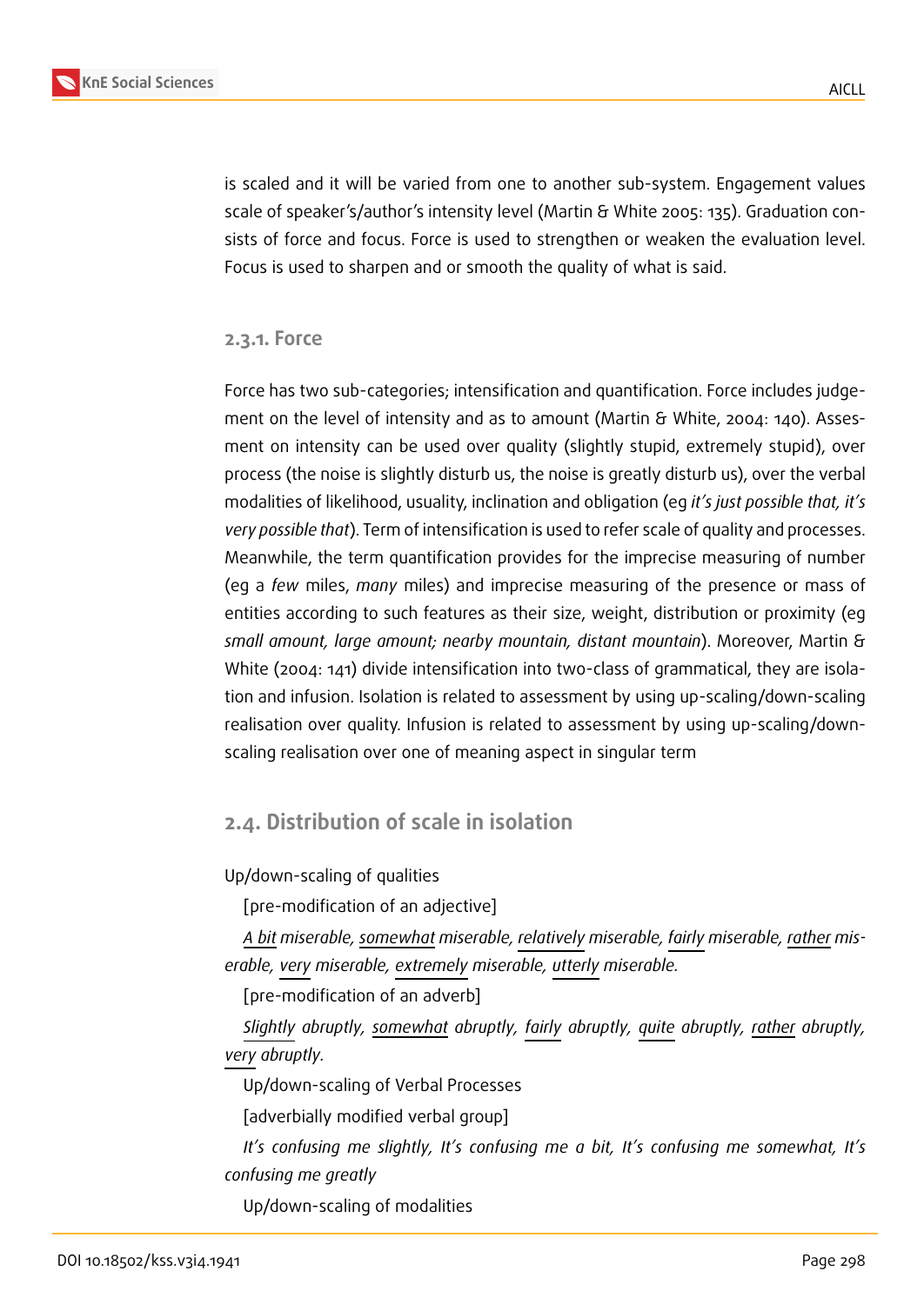is scaled and it will be varied from one to another sub-system. Engagement values scale of speaker's/author's intensity level (Martin & White 2005: 135). Graduation consists of force and focus. Force is used to strengthen or weaken the evaluation level. Focus is used to sharpen and or smooth the quality of what is said.

### 2.3.1. Force

Force has two sub-categories; intensification and quantification. Force includes judgement on the level of intensity and as to amount (Martin & White, 2004: 140). Assesment on intensity can be used over quality (slightly stupid, extremely stupid), over process (the noise is slightly disturb us, the noise is greatly disturb us), over the verbal modalities of likelihood, usuality, inclination and obligation (eg *it's just possible that, it's very possible that*). Term of intensification is used to refer scale of quality and processes. Meanwhile, the term quantification provides for the imprecise measuring of number (eg a *few* miles, *many* miles) and imprecise measuring of the presence or mass of entities according to such features as their size, weight, distribution or proximity (eg *small amount, large amount; nearby mountain, distant mountain*). Moreover, Martin & White (2004: 141) divide intensification into two-class of grammatical, they are isolation and infusion. Isolation is related to assessment by using up-scaling/down-scaling realisation over quality. Infusion is related to assessment by using up-scaling/down-scaling realisation over one of meaning aspect in singular term

## 2.4. Distribution of scale in isolation

Up/down-scaling of qualities

[pre-modification of an adjective]

*A bit miserable, somewhat miserable, relatively miserable, fairly miserable, rather miserable, very miserable, extremely miserable, utterly miserable.*

[pre-modification of an adverb]

*Slightly abruptly, somewhat abruptly, fairly abruptly, quite abruptly, rather abruptly, very abruptly.*

Up/down-scaling of Verbal Processes

[adverbially modified verbal group]

*It's confusing me slightly, It's confusing me a bit, It's confusing me somewhat, It's confusing me greatly*

Up/down-scaling of modalities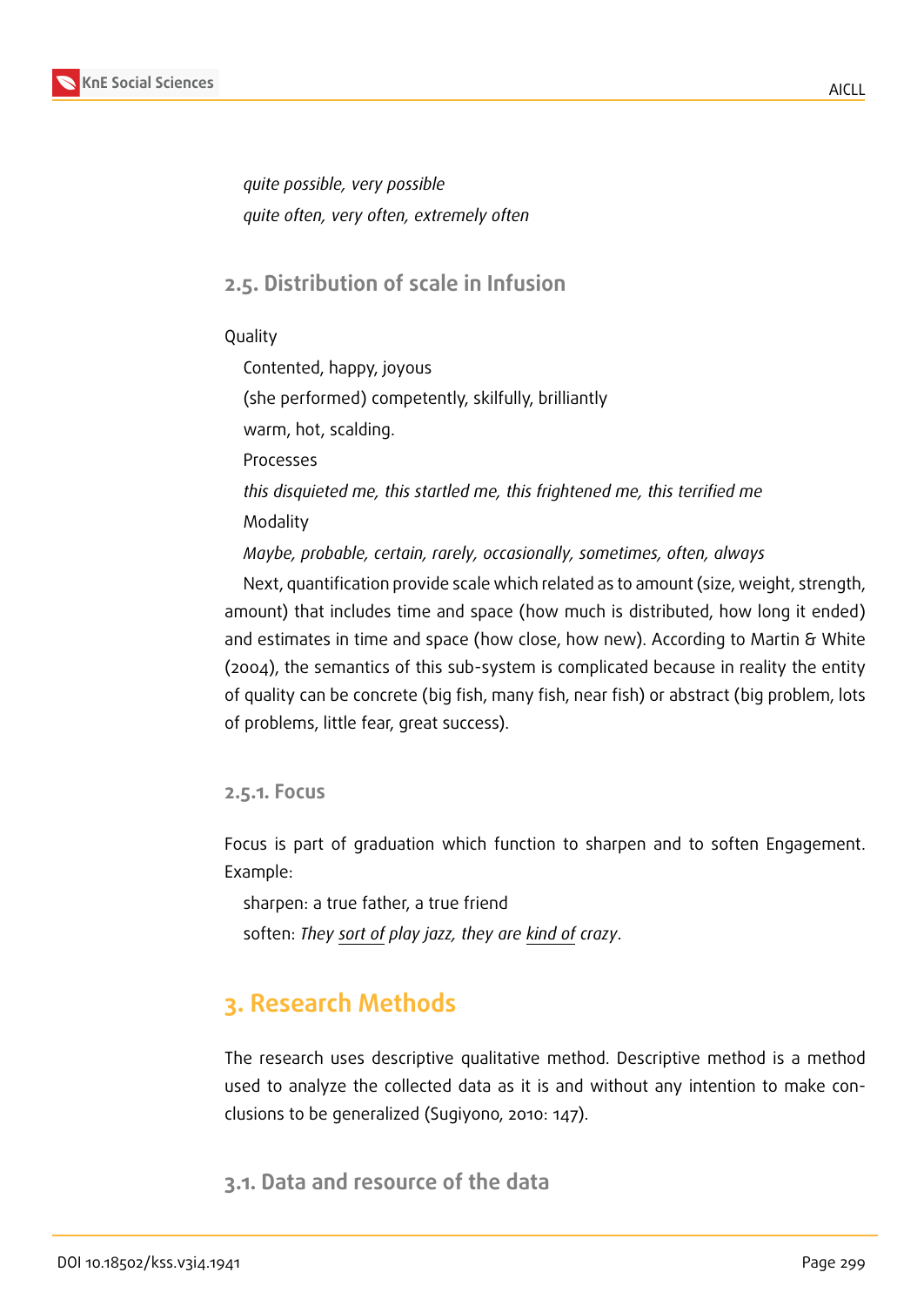*quite possible, very possible*

*quite often, very often, extremely often*

### 2.5. Distribution of scale in Infusion

Quality

Contented, happy, joyous

(she performed) competently, skilfully, brilliantly

warm, hot, scalding.

Processes

*this disquieted me, this startled me, this frightened me, this terrified me*

Modality

*Maybe, probable, certain, rarely, occasionally, sometimes, often, always*

Next, quantification provide scale which related as to amount (size, weight, strength, amount) that includes time and space (how much is distributed, how long it ended) and estimates in time and space (how close, how new). According to Martin & White (2004), the semantics of this sub-system is complicated because in reality the entity of quality can be concrete (big fish, many fish, near fish) or abstract (big problem, lots of problems, little fear, great success).

#### 2.5.1. Focus

Focus is part of graduation which function to sharpen and to soften Engagement. Example:

sharpen: a true father, a true friend

soften: *They <u>sort of</u> play jazz, they are <u>kind of</u> crazy*.

## 3. Research Methods

The research uses descriptive qualitative method. Descriptive method is a method used to analyze the collected data as it is and without any intention to make conclusions to be generalized (Sugiyono, 2010: 147).

### 3.1. Data and resource of the data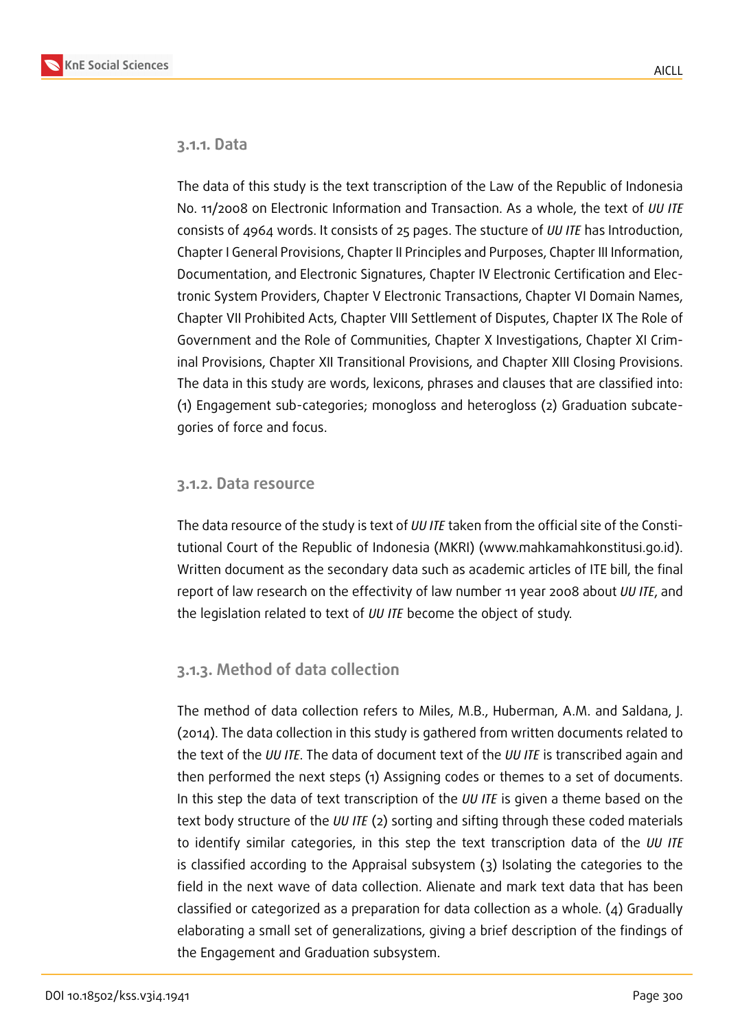#### 3.1.1. Data

The data of this study is the text transcription of the Law of the Republic of Indonesia No. 11/2008 on Electronic Information and Transaction. As a whole, the text of *UU ITE* consists of 4964 words. It consists of 25 pages. The stucture of *UU ITE* has Introduction, Chapter I General Provisions, Chapter II Principles and Purposes, Chapter III Information, Documentation, and Electronic Signatures, Chapter IV Electronic Certification and Electronic System Providers, Chapter V Electronic Transactions, Chapter VI Domain Names, Chapter VII Prohibited Acts, Chapter VIII Settlement of Disputes, Chapter IX The Role of Government and the Role of Communities, Chapter X Investigations, Chapter XI Criminal Provisions, Chapter XII Transitional Provisions, and Chapter XIII Closing Provisions. The data in this study are words, lexicons, phrases and clauses that are classified into: (1) Engagement sub-categories; monogloss and heterogloss (2) Graduation subcategories of force and focus.

#### 3.1.2. Data resource

The data resource of the study is text of *UU ITE* taken from the official site of the Constitutional Court of the Republic of Indonesia (MKRI) (www.mahkamahkonstitusi.go.id). Written document as the secondary data such as academic articles of ITE bill, the final report of law research on the effectivity of law number 11 year 2008 about *UU ITE*, and the legislation related to text of *UU ITE* become the object of study.

#### 3.1.3. Method of data collection

The method of data collection refers to Miles, M.B., Huberman, A.M. and Saldana, J. (2014). The data collection in this study is gathered from written documents related to the text of the *UU ITE*. The data of document text of the *UU ITE* is transcribed again and then performed the next steps (1) Assigning codes or themes to a set of documents. In this step the data of text transcription of the *UU ITE* is given a theme based on the text body structure of the *UU ITE* (2) sorting and sifting through these coded materials to identify similar categories, in this step the text transcription data of the *UU ITE* is classified according to the Appraisal subsystem (3) Isolating the categories to the field in the next wave of data collection. Alienate and mark text data that has been classified or categorized as a preparation for data collection as a whole. (4) Gradually elaborating a small set of generalizations, giving a brief description of the findings of the Engagement and Graduation subsystem.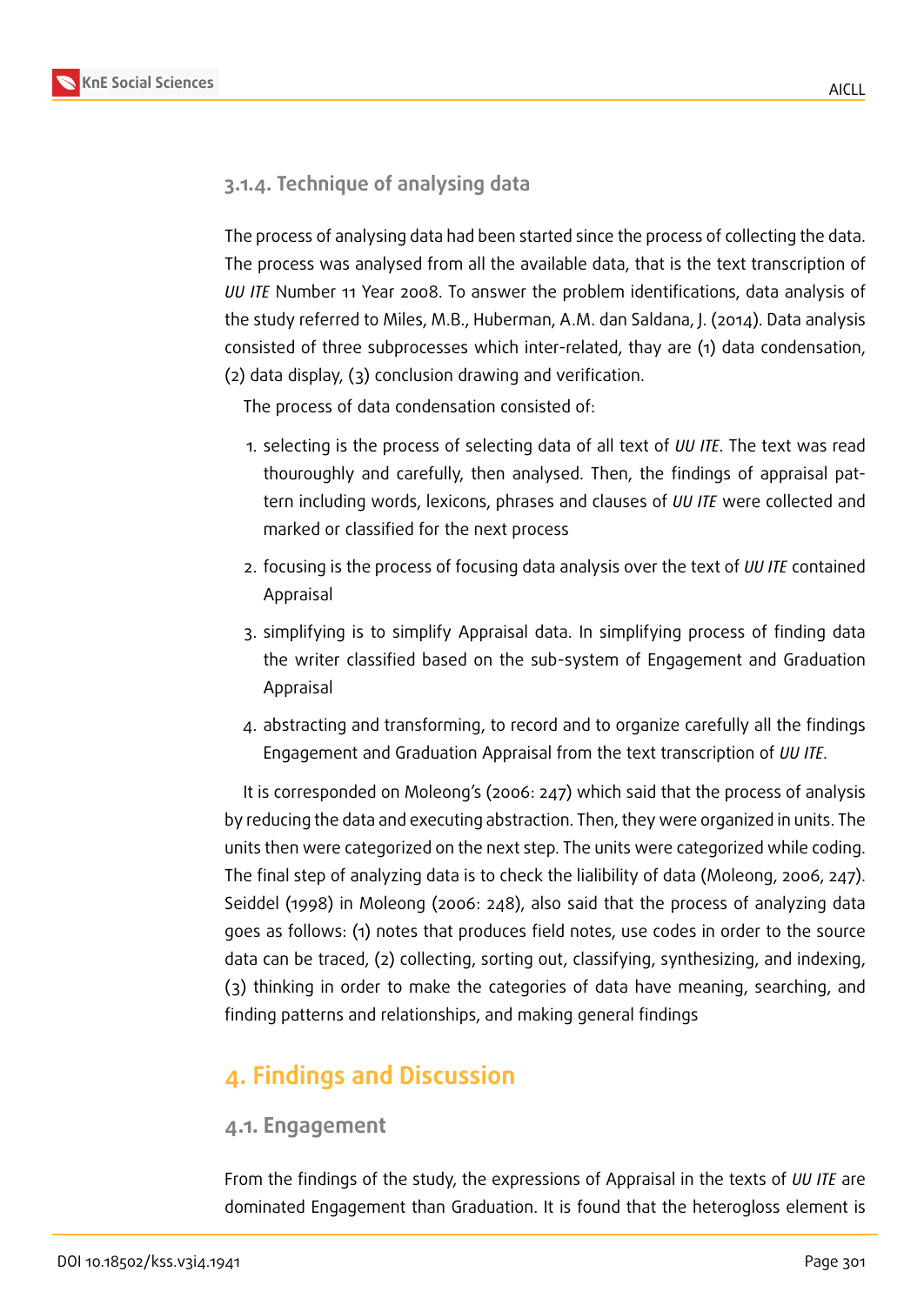### 3.1.4. Technique of analysing data

The process of analysing data had been started since the process of collecting the data. The process was analysed from all the available data, that is the text transcription of *UU ITE* Number 11 Year 2008. To answer the problem identifications, data analysis of the study referred to Miles, M.B., Huberman, A.M. dan Saldana, J. (2014). Data analysis consisted of three subprocesses which inter-related, thay are (1) data condensation, (2) data display, (3) conclusion drawing and verification.

The process of data condensation consisted of:

1. selecting is the process of selecting data of all text of *UU ITE*. The text was read thouroughly and carefully, then analysed. Then, the findings of appraisal pattern including words, lexicons, phrases and clauses of *UU ITE* were collected and marked or classified for the next process
2. focusing is the process of focusing data analysis over the text of *UU ITE* contained Appraisal
3. simplifying is to simplify Appraisal data. In simplifying process of finding data the writer classified based on the sub-system of Engagement and Graduation Appraisal
4. abstracting and transforming, to record and to organize carefully all the findings Engagement and Graduation Appraisal from the text transcription of *UU ITE*.

It is corresponded on Moleong's (2006: 247) which said that the process of analysis by reducing the data and executing abstraction. Then, they were organized in units. The units then were categorized on the next step. The units were categorized while coding. The final step of analyzing data is to check the lialibility of data (Moleong, 2006, 247). Seiddel (1998) in Moleong (2006: 248), also said that the process of analyzing data goes as follows: (1) notes that produces field notes, use codes in order to the source data can be traced, (2) collecting, sorting out, classifying, synthesizing, and indexing, (3) thinking in order to make the categories of data have meaning, searching, and finding patterns and relationships, and making general findings

# 4. Findings and Discussion

## 4.1. Engagement

From the findings of the study, the expressions of Appraisal in the texts of *UU ITE* are dominated Engagement than Graduation. It is found that the heterogloss element is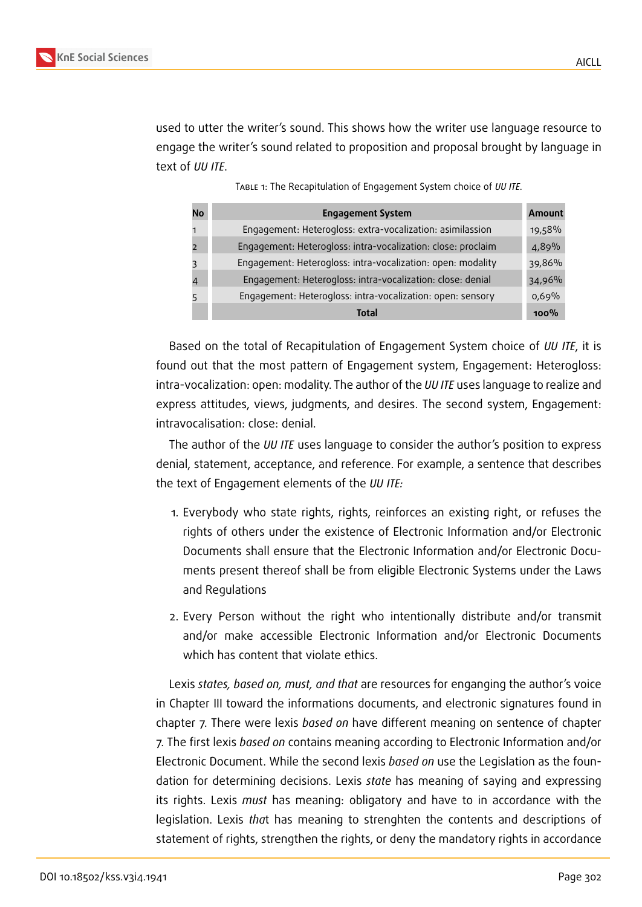used to utter the writer's sound. This shows how the writer use language resource to engage the writer's sound related to proposition and proposal brought by language in text of *UU ITE*.

Table 1: The Recapitulation of Engagement System choice of *UU ITE*.

| No | Engagement System | Amount |
|---|---|---|
| 1 | Engagement: Heterogloss: extra-vocalization: asimilassion | 19,58% |
| 2 | Engagement: Heterogloss: intra-vocalization: close: proclaim | 4,89% |
| 3 | Engagement: Heterogloss: intra-vocalization: open: modality | 39,86% |
| 4 | Engagement: Heterogloss: intra-vocalization: close: denial | 34,96% |
| 5 | Engagement: Heterogloss: intra-vocalization: open: sensory | 0,69% |
| | **Total** | **100%** |

Based on the total of Recapitulation of Engagement System choice of *UU ITE*, it is found out that the most pattern of Engagement system, Engagement: Heterogloss: intra-vocalization: open: modality. The author of the *UU ITE* uses language to realize and express attitudes, views, judgments, and desires. The second system, Engagement: intravocalisation: close: denial.

The author of the *UU ITE* uses language to consider the author's position to express denial, statement, acceptance, and reference. For example, a sentence that describes the text of Engagement elements of the *UU ITE:*

1. Everybody who state rights, rights, reinforces an existing right, or refuses the rights of others under the existence of Electronic Information and/or Electronic Documents shall ensure that the Electronic Information and/or Electronic Documents present thereof shall be from eligible Electronic Systems under the Laws and Regulations
2. Every Person without the right who intentionally distribute and/or transmit and/or make accessible Electronic Information and/or Electronic Documents which has content that violate ethics.

Lexis *states, based on, must, and that* are resources for enganging the author's voice in Chapter III toward the informations documents, and electronic signatures found in chapter 7. There were lexis *based on* have different meaning on sentence of chapter 7. The first lexis *based on* contains meaning according to Electronic Information and/or Electronic Document. While the second lexis *based on* use the Legislation as the foundation for determining decisions. Lexis *state* has meaning of saying and expressing its rights. Lexis *must* has meaning: obligatory and have to in accordance with the legislation. Lexis *tha*t has meaning to strenghten the contents and descriptions of statement of rights, strengthen the rights, or deny the mandatory rights in accordance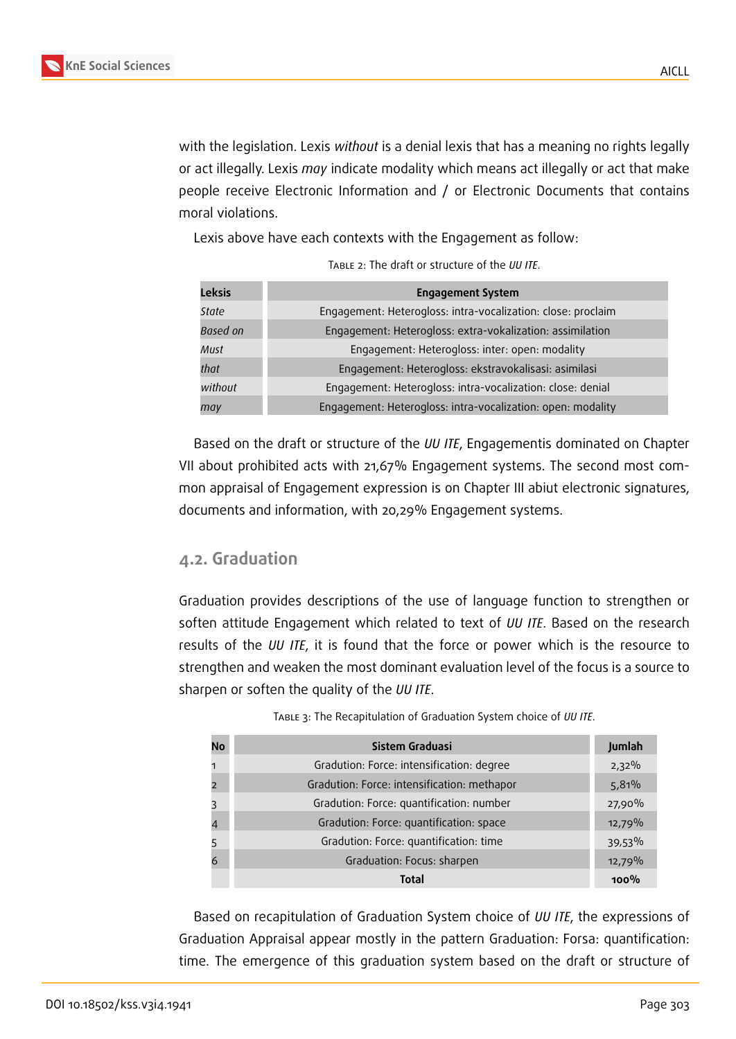with the legislation. Lexis *without* is a denial lexis that has a meaning no rights legally or act illegally. Lexis *may* indicate modality which means act illegally or act that make people receive Electronic Information and / or Electronic Documents that contains moral violations.

Lexis above have each contexts with the Engagement as follow:

Table 2: The draft or structure of the *UU ITE*.

| Leksis | Engagement System |
|---|---|
| *State* | Engagement: Heterogloss: intra-vocalization: close: proclaim |
| *Based on* | Engagement: Heterogloss: extra-vokalization: assimilation |
| *Must* | Engagement: Heterogloss: inter: open: modality |
| *that* | Engagement: Heterogloss: ekstravokalisasi: asimilasi |
| *without* | Engagement: Heterogloss: intra-vocalization: close: denial |
| *may* | Engagement: Heterogloss: intra-vocalization: open: modality |

Based on the draft or structure of the *UU ITE*, Engagementis dominated on Chapter VII about prohibited acts with 21,67% Engagement systems. The second most common appraisal of Engagement expression is on Chapter III abiut electronic signatures, documents and information, with 20,29% Engagement systems.

## 4.2. Graduation

Graduation provides descriptions of the use of language function to strengthen or soften attitude Engagement which related to text of *UU ITE*. Based on the research results of the *UU ITE*, it is found that the force or power which is the resource to strengthen and weaken the most dominant evaluation level of the focus is a source to sharpen or soften the quality of the *UU ITE*.

Table 3: The Recapitulation of Graduation System choice of *UU ITE*.

| No | Sistem Graduasi | Jumlah |
|---|---|---|
| 1 | Gradution: Force: intensification: degree | 2,32% |
| 2 | Gradution: Force: intensification: methapor | 5,81% |
| 3 | Gradution: Force: quantification: number | 27,90% |
| 4 | Gradution: Force: quantification: space | 12,79% |
| 5 | Gradution: Force: quantification: time | 39,53% |
| 6 | Graduation: Focus: sharpen | 12,79% |
| | **Total** | **100%** |

Based on recapitulation of Graduation System choice of *UU ITE*, the expressions of Graduation Appraisal appear mostly in the pattern Graduation: Forsa: quantification: time. The emergence of this graduation system based on the draft or structure of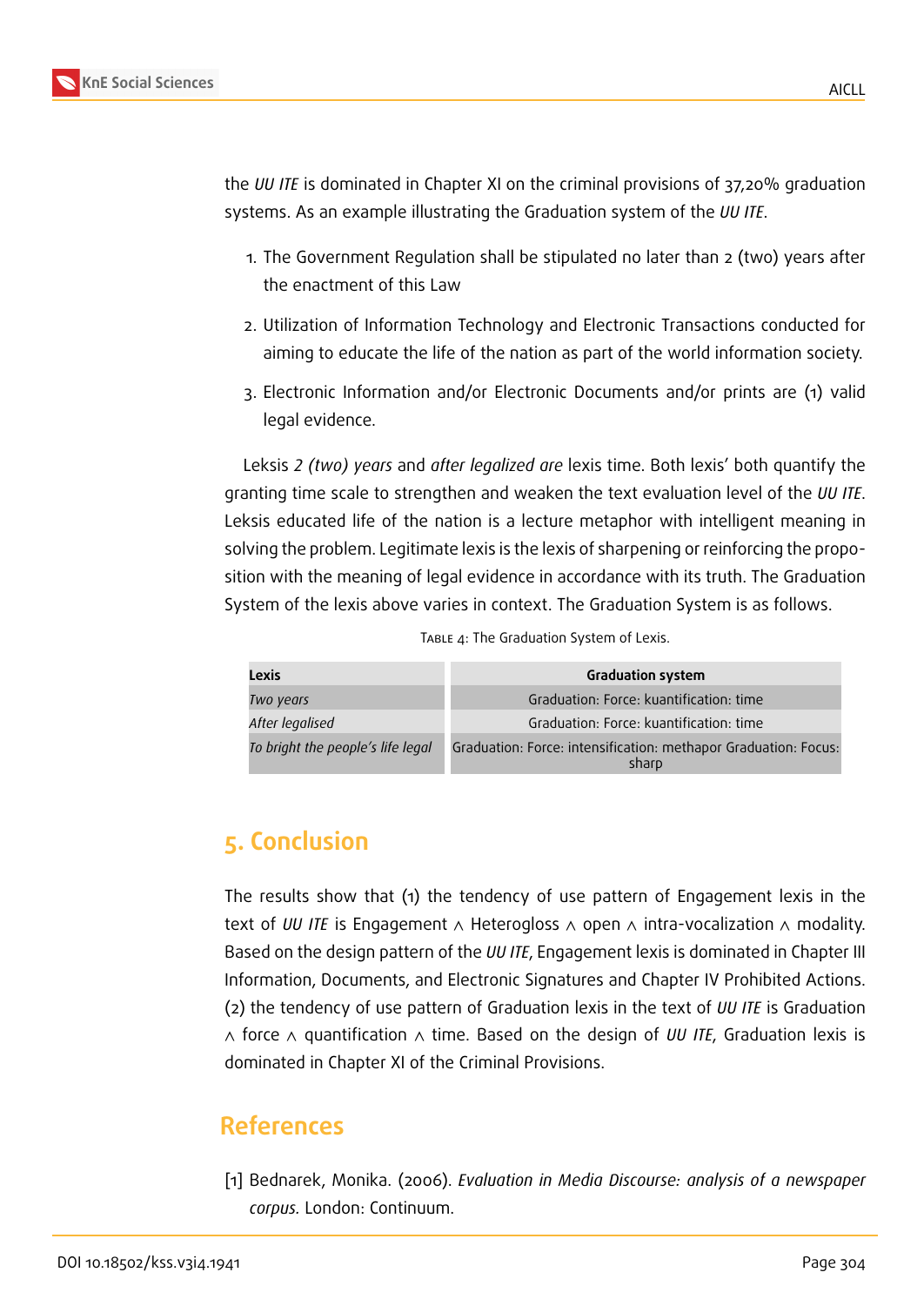the *UU ITE* is dominated in Chapter XI on the criminal provisions of 37,20% graduation systems. As an example illustrating the Graduation system of the *UU ITE*.

1. The Government Regulation shall be stipulated no later than 2 (two) years after the enactment of this Law
2. Utilization of Information Technology and Electronic Transactions conducted for aiming to educate the life of the nation as part of the world information society.
3. Electronic Information and/or Electronic Documents and/or prints are (1) valid legal evidence.

Leksis *2 (two) years* and *after legalized are* lexis time. Both lexis' both quantify the granting time scale to strengthen and weaken the text evaluation level of the *UU ITE*. Leksis educated life of the nation is a lecture metaphor with intelligent meaning in solving the problem. Legitimate lexis is the lexis of sharpening or reinforcing the proposition with the meaning of legal evidence in accordance with its truth. The Graduation System of the lexis above varies in context. The Graduation System is as follows.

Table 4: The Graduation System of Lexis.

| Lexis | Graduation system |
|---|---|
| *Two years* | Graduation: Force: kuantification: time |
| *After legalised* | Graduation: Force: kuantification: time |
| *To bright the people's life legal* | Graduation: Force: intensification: methapor Graduation: Focus: sharp |

## 5. Conclusion

The results show that (1) the tendency of use pattern of Engagement lexis in the text of *UU ITE* is Engagement ∧ Heterogloss ∧ open ∧ intra-vocalization ∧ modality. Based on the design pattern of the *UU ITE*, Engagement lexis is dominated in Chapter III Information, Documents, and Electronic Signatures and Chapter IV Prohibited Actions. (2) the tendency of use pattern of Graduation lexis in the text of *UU ITE* is Graduation ∧ force ∧ quantification ∧ time. Based on the design of *UU ITE*, Graduation lexis is dominated in Chapter XI of the Criminal Provisions.

## References

[1] Bednarek, Monika. (2006). *Evaluation in Media Discourse: analysis of a newspaper corpus.* London: Continuum.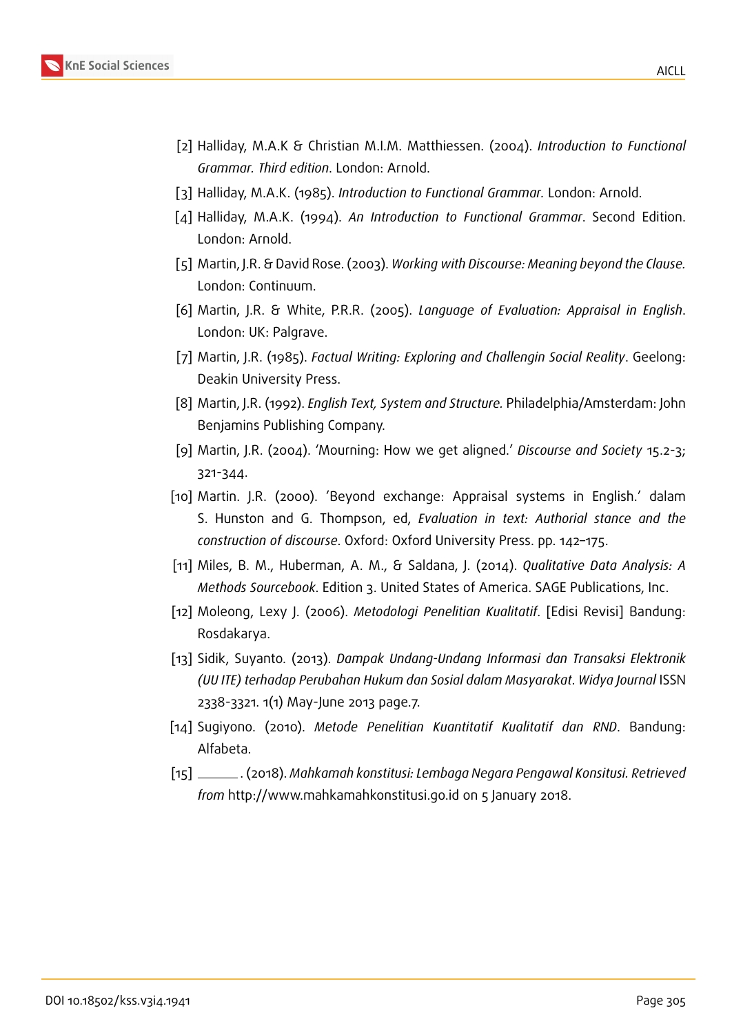[2] Halliday, M.A.K & Christian M.I.M. Matthiessen. (2004). *Introduction to Functional Grammar. Third edition*. London: Arnold.

[3] Halliday, M.A.K. (1985). *Introduction to Functional Grammar.* London: Arnold.

[4] Halliday, M.A.K. (1994). *An Introduction to Functional Grammar*. Second Edition. London: Arnold.

[5] Martin, J.R. & David Rose. (2003). *Working with Discourse: Meaning beyond the Clause.* London: Continuum.

[6] Martin, J.R. & White, P.R.R. (2005). *Language of Evaluation: Appraisal in English*. London: UK: Palgrave.

[7] Martin, J.R. (1985). *Factual Writing: Exploring and Challengin Social Reality*. Geelong: Deakin University Press.

[8] Martin, J.R. (1992). *English Text, System and Structure.* Philadelphia/Amsterdam: John Benjamins Publishing Company.

[9] Martin, J.R. (2004). 'Mourning: How we get aligned.' *Discourse and Society* 15.2-3; 321-344.

[10] Martin. J.R. (2000). 'Beyond exchange: Appraisal systems in English.' dalam S. Hunston and G. Thompson, ed, *Evaluation in text: Authorial stance and the construction of discourse*. Oxford: Oxford University Press. pp. 142–175.

[11] Miles, B. M., Huberman, A. M., & Saldana, J. (2014). *Qualitative Data Analysis: A Methods Sourcebook*. Edition 3. United States of America. SAGE Publications, Inc.

[12] Moleong, Lexy J. (2006). *Metodologi Penelitian Kualitatif*. [Edisi Revisi] Bandung: Rosdakarya.

[13] Sidik, Suyanto. (2013). *Dampak Undang-Undang Informasi dan Transaksi Elektronik (UU ITE) terhadap Perubahan Hukum dan Sosial dalam Masyarakat*. *Widya Journal* ISSN 2338-3321. 1(1) May-June 2013 page.7.

[14] Sugiyono. (2010). *Metode Penelitian Kuantitatif Kualitatif dan RND*. Bandung: Alfabeta.

[15] ______. (2018). *Mahkamah konstitusi: Lembaga Negara Pengawal Konsitusi. Retrieved from* http://www.mahkamahkonstitusi.go.id on 5 January 2018.